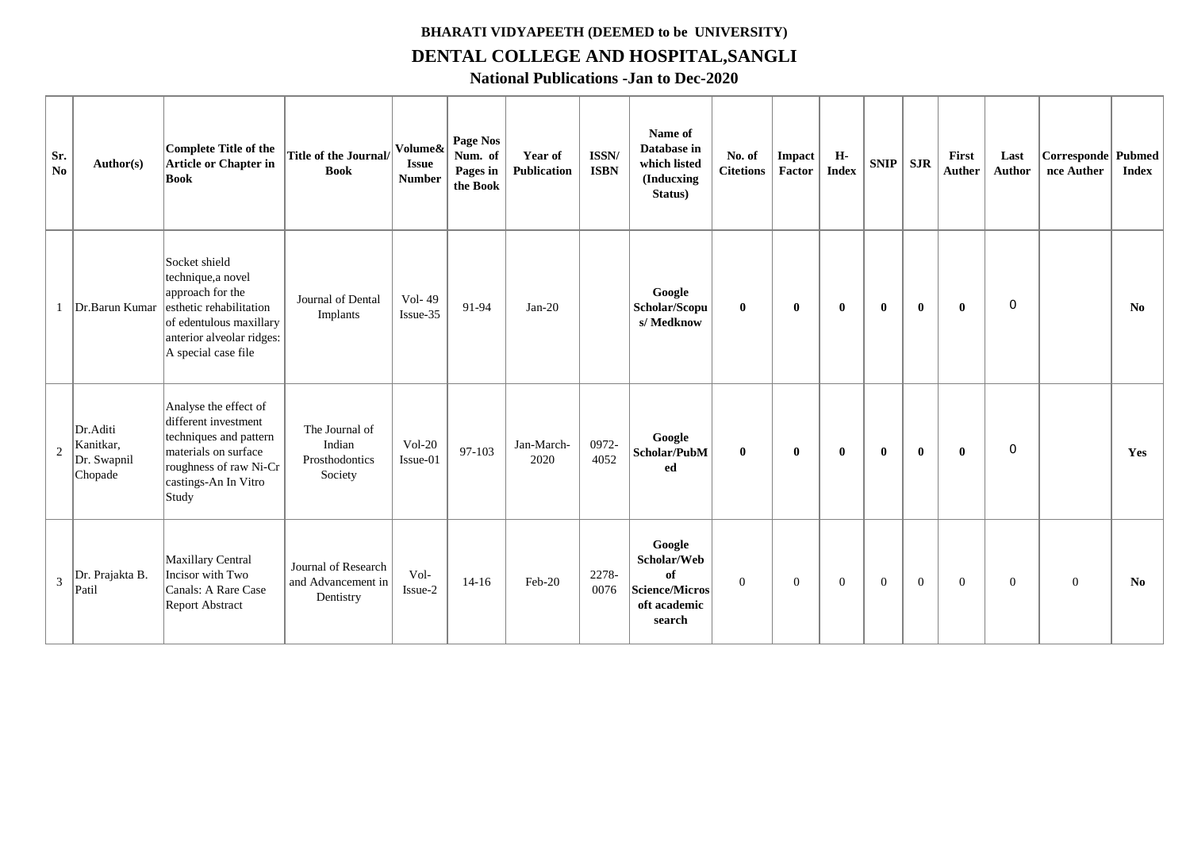# BHARATI VIDYAPEETH (DEEMED to be UNIVERSITY)

## DENTAL COLLEGE AND HOSPITAL,SANGLI

### National Publications -Jan to Dec-2020

| Sr. No | Author(s) | Complete Title of the Article or Chapter in Book | Title of the Journal/ Book | Volume& Issue Number | Page Nos Num. of Pages in the Book | Year of Publication | ISSN/ ISBN | Name of Database in which listed (Inducxing Status) | No. of Citetions | Impact Factor | H-Index | SNIP | SJR | First Auther | Last Author | Corresponde nce Auther | Pubmed Index |
|---|---|---|---|---|---|---|---|---|---|---|---|---|---|---|---|---|---|
| 1 | Dr.Barun Kumar | Socket shield technique,a novel approach for the esthetic rehabilitation of edentulous maxillary anterior alveolar ridges: A special case file | Journal of Dental Implants | Vol- 49 Issue-35 | 91-94 | Jan-20 | | Google Scholar/Scopus/ Medknow | 0 | 0 | 0 | 0 | 0 | 0 | 0 | | No |
| 2 | Dr.Aditi Kanitkar, Dr. Swapnil Chopade | Analyse the effect of different investment techniques and pattern materials on surface roughness of raw Ni-Cr castings-An In Vitro Study | The Journal of Indian Prosthodontics Society | Vol-20 Issue-01 | 97-103 | Jan-March-2020 | 0972-4052 | Google Scholar/PubMed | 0 | 0 | 0 | 0 | 0 | 0 | 0 | | Yes |
| 3 | Dr. Prajakta B. Patil | Maxillary Central Incisor with Two Canals: A Rare Case Report Abstract | Journal of Research and Advancement in Dentistry | Vol- Issue-2 | 14-16 | Feb-20 | 2278-0076 | Google Scholar/Web of Science/Microsoft academic search | 0 | 0 | 0 | 0 | 0 | 0 | 0 | 0 | No |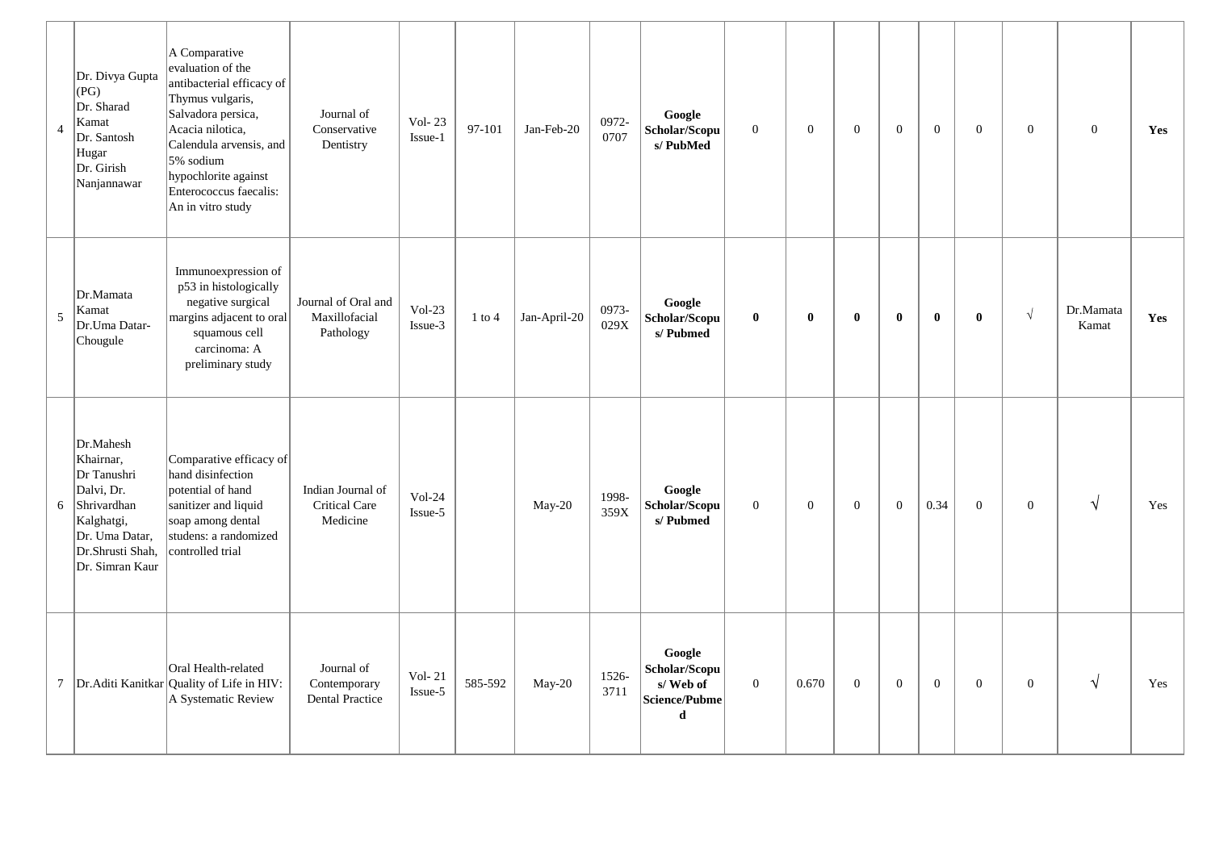| 4 | Dr. Divya Gupta (PG)<br>Dr. Sharad Kamat<br>Dr. Santosh Hugar<br>Dr. Girish Nanjannawar | A Comparative evaluation of the antibacterial efficacy of Thymus vulgaris, Salvadora persica, Acacia nilotica, Calendula arvensis, and 5% sodium hypochlorite against Enterococcus faecalis: An in vitro study | Journal of Conservative Dentistry | Vol- 23 Issue-1 | 97-101 | Jan-Feb-20 | 0972-0707 | **Google Scholar/Scopus/ PubMed** | 0 | 0 | 0 | 0 | 0 | 0 | 0 | 0 | **Yes** |
|---|---|---|---|---|---|---|---|---|---|---|---|---|---|---|---|---|---|
| 5 | Dr.Mamata Kamat<br>Dr.Uma Datar-Chougule | Immunoexpression of p53 in histologically negative surgical margins adjacent to oral squamous cell carcinoma: A preliminary study | Journal of Oral and Maxillofacial Pathology | Vol-23 Issue-3 | 1 to 4 | Jan-April-20 | 0973-029X | **Google Scholar/Scopus/ Pubmed** | **0** | **0** | **0** | **0** | **0** | **0** | √ | Dr.Mamata Kamat | **Yes** |
| 6 | Dr.Mahesh Khairnar,<br>Dr Tanushri Dalvi, Dr. Shrivardhan Kalghatgi,<br>Dr. Uma Datar,<br>Dr.Shrusti Shah,<br>Dr. Simran Kaur | Comparative efficacy of hand disinfection potential of hand sanitizer and liquid soap among dental studens: a randomized controlled trial | Indian Journal of Critical Care Medicine | Vol-24 Issue-5 | | May-20 | 1998-359X | **Google Scholar/Scopus/ Pubmed** | 0 | 0 | 0 | 0 | 0.34 | 0 | 0 | √ | Yes |
| 7 | Dr.Aditi Kanitkar | Oral Health-related Quality of Life in HIV: A Systematic Review | Journal of Contemporary Dental Practice | Vol- 21 Issue-5 | 585-592 | May-20 | 1526-3711 | **Google Scholar/Scopus/ Web of Science/Pubmed** | 0 | 0.670 | 0 | 0 | 0 | 0 | 0 | √ | Yes |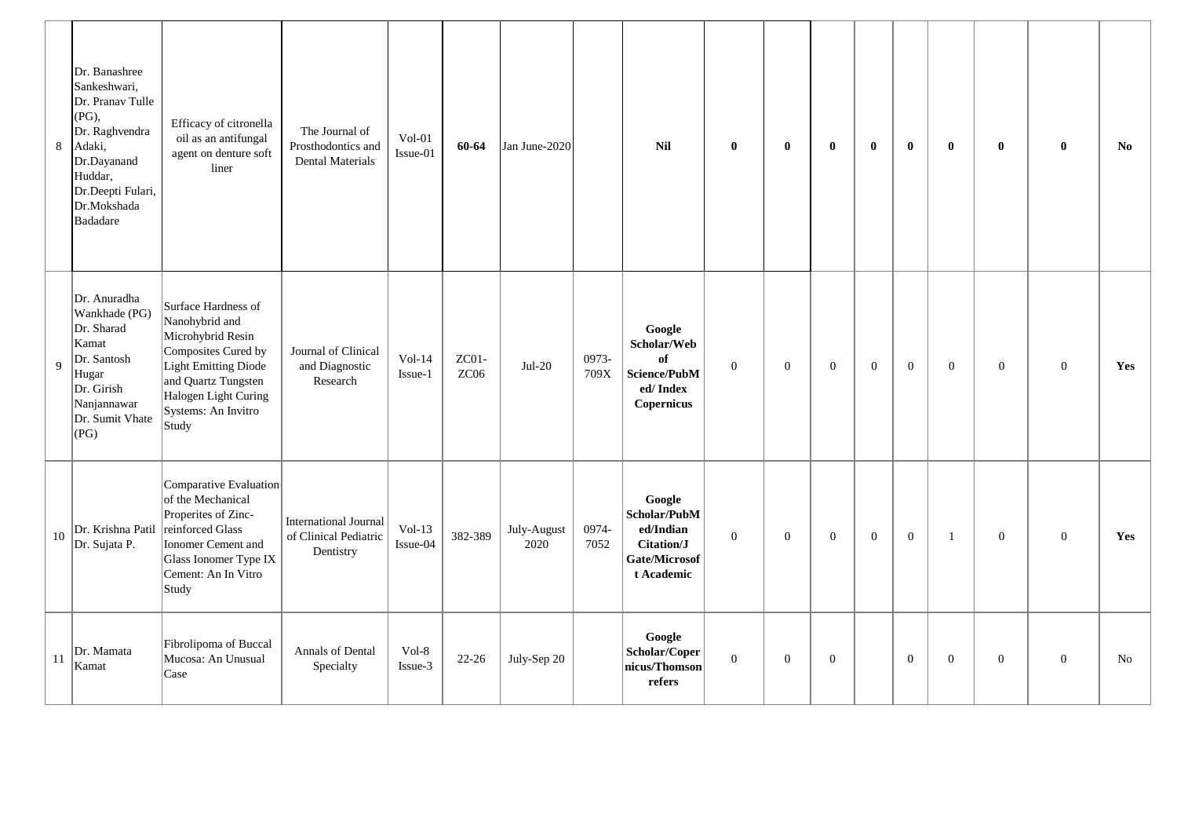| | | | | | | | | | | | | | | | | | |
|---|---|---|---|---|---|---|---|---|---|---|---|---|---|---|---|---|---|
| 8 | Dr. Banashree Sankeshwari, Dr. Pranav Tulle (PG), Dr. Raghvendra Adaki, Dr.Dayanand Huddar, Dr.Deepti Fulari, Dr.Mokshada Badadare | Efficacy of citronella oil as an antifungal agent on denture soft liner | The Journal of Prosthodontics and Dental Materials | Vol-01 Issue-01 | **60-64** | Jan June-2020 | | **Nil** | **0** | **0** | **0** | **0** | **0** | **0** | **0** | **0** | **No** |
| 9 | Dr. Anuradha Wankhade (PG) Dr. Sharad Kamat Dr. Santosh Hugar Dr. Girish Nanjannawar Dr. Sumit Vhate (PG) | Surface Hardness of Nanohybrid and Microhybrid Resin Composites Cured by Light Emitting Diode and Quartz Tungsten Halogen Light Curing Systems: An Invitro Study | Journal of Clinical and Diagnostic Research | Vol-14 Issue-1 | ZC01-ZC06 | Jul-20 | 0973-709X | **Google Scholar/Web of Science/PubMed/ Index Copernicus** | 0 | 0 | 0 | 0 | 0 | 0 | 0 | 0 | **Yes** |
| 10 | Dr. Krishna Patil Dr. Sujata P. | Comparative Evaluation of the Mechanical Properites of Zinc-reinforced Glass Ionomer Cement and Glass Ionomer Type IX Cement: An In Vitro Study | International Journal of Clinical Pediatric Dentistry | Vol-13 Issue-04 | 382-389 | July-August 2020 | 0974-7052 | **Google Scholar/PubMed/Indian Citation/J Gate/Microsoft Academic** | 0 | 0 | 0 | 0 | 0 | 1 | 0 | 0 | **Yes** |
| 11 | Dr. Mamata Kamat | Fibrolipoma of Buccal Mucosa: An Unusual Case | Annals of Dental Specialty | Vol-8 Issue-3 | 22-26 | July-Sep 20 | | **Google Scholar/Copernicus/Thomson refers** | 0 | 0 | 0 | | 0 | 0 | 0 | 0 | No |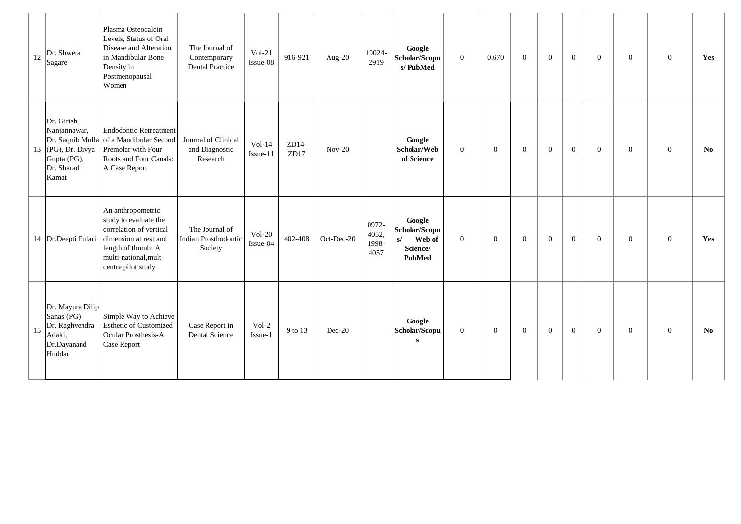| | | | | | | | | | | | | | | | | | |
|---|---|---|---|---|---|---|---|---|---|---|---|---|---|---|---|---|---|
| 12 | Dr. Shweta Sagare | Plasma Osteocalcin Levels, Status of Oral Disease and Alteration in Mandibular Bone Density in Postmenopausal Women | The Journal of Contemporary Dental Practice | Vol-21 Issue-08 | 916-921 | Aug-20 | 10024-2919 | **Google Scholar/Scopus/ PubMed** | 0 | 0.670 | 0 | 0 | 0 | 0 | 0 | 0 | **Yes** |
| 13 | Dr. Girish Nanjannawar, Dr. Saquib Mulla (PG), Dr. Divya Gupta (PG), Dr. Sharad Kamat | Endodontic Retreatment of a Mandibular Second Premolar with Four Roots and Four Canals: A Case Report | Journal of Clinical and Diagnostic Research | Vol-14 Issue-11 | ZD14-ZD17 | Nov-20 | | **Google Scholar/Web of Science** | 0 | 0 | 0 | 0 | 0 | 0 | 0 | 0 | **No** |
| 14 | Dr.Deepti Fulari | An anthropometric study to evaluate the correlation of vertical dimension at rest and length of thumb: A multi-national,mult-centre pilot study | The Journal of Indian Prosthodontic Society | Vol-20 Issue-04 | 402-408 | Oct-Dec-20 | 0972-4052, 1998-4057 | **Google Scholar/Scopus/ Web of Science/ PubMed** | 0 | 0 | 0 | 0 | 0 | 0 | 0 | 0 | **Yes** |
| 15 | Dr. Mayura Dilip Sanas (PG) Dr. Raghvendra Adaki, Dr.Dayanand Huddar | Simple Way to Achieve Esthetic of Customized Ocular Prosthesis-A Case Report | Case Report in Dental Science | Vol-2 Issue-1 | 9 to 13 | Dec-20 | | **Google Scholar/Scopus** | 0 | 0 | 0 | 0 | 0 | 0 | 0 | 0 | **No** |